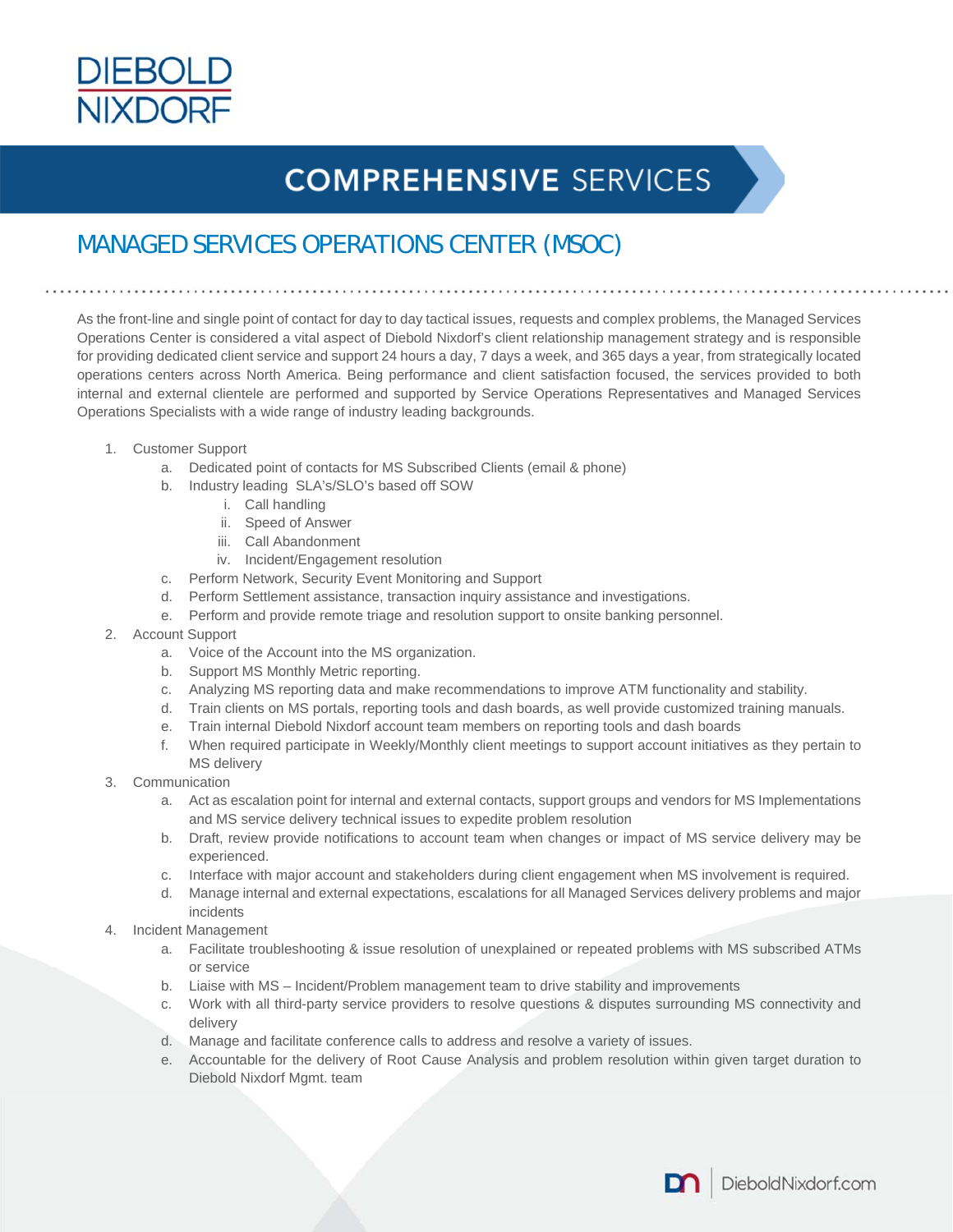# DIEBOLD NIXDORF

## COMPREHENSIVE SERVICES

## MANAGED SERVICES OPERATIONS CENTER (MSOC)

As the front-line and single point of contact for day to day tactical issues, requests and complex problems, the Managed Services Operations Center is considered a vital aspect of Diebold Nixdorf's client relationship management strategy and is responsible for providing dedicated client service and support 24 hours a day, 7 days a week, and 365 days a year, from strategically located operations centers across North America. Being performance and client satisfaction focused, the services provided to both internal and external clientele are performed and supported by Service Operations Representatives and Managed Services Operations Specialists with a wide range of industry leading backgrounds.

1. Customer Support
   a. Dedicated point of contacts for MS Subscribed Clients (email & phone)
   b. Industry leading SLA's/SLO's based off SOW
      i. Call handling
      ii. Speed of Answer
      iii. Call Abandonment
      iv. Incident/Engagement resolution
   c. Perform Network, Security Event Monitoring and Support
   d. Perform Settlement assistance, transaction inquiry assistance and investigations.
   e. Perform and provide remote triage and resolution support to onsite banking personnel.
2. Account Support
   a. Voice of the Account into the MS organization.
   b. Support MS Monthly Metric reporting.
   c. Analyzing MS reporting data and make recommendations to improve ATM functionality and stability.
   d. Train clients on MS portals, reporting tools and dash boards, as well provide customized training manuals.
   e. Train internal Diebold Nixdorf account team members on reporting tools and dash boards
   f. When required participate in Weekly/Monthly client meetings to support account initiatives as they pertain to MS delivery
3. Communication
   a. Act as escalation point for internal and external contacts, support groups and vendors for MS Implementations and MS service delivery technical issues to expedite problem resolution
   b. Draft, review provide notifications to account team when changes or impact of MS service delivery may be experienced.
   c. Interface with major account and stakeholders during client engagement when MS involvement is required.
   d. Manage internal and external expectations, escalations for all Managed Services delivery problems and major incidents
4. Incident Management
   a. Facilitate troubleshooting & issue resolution of unexplained or repeated problems with MS subscribed ATMs or service
   b. Liaise with MS – Incident/Problem management team to drive stability and improvements
   c. Work with all third-party service providers to resolve questions & disputes surrounding MS connectivity and delivery
   d. Manage and facilitate conference calls to address and resolve a variety of issues.
   e. Accountable for the delivery of Root Cause Analysis and problem resolution within given target duration to Diebold Nixdorf Mgmt. team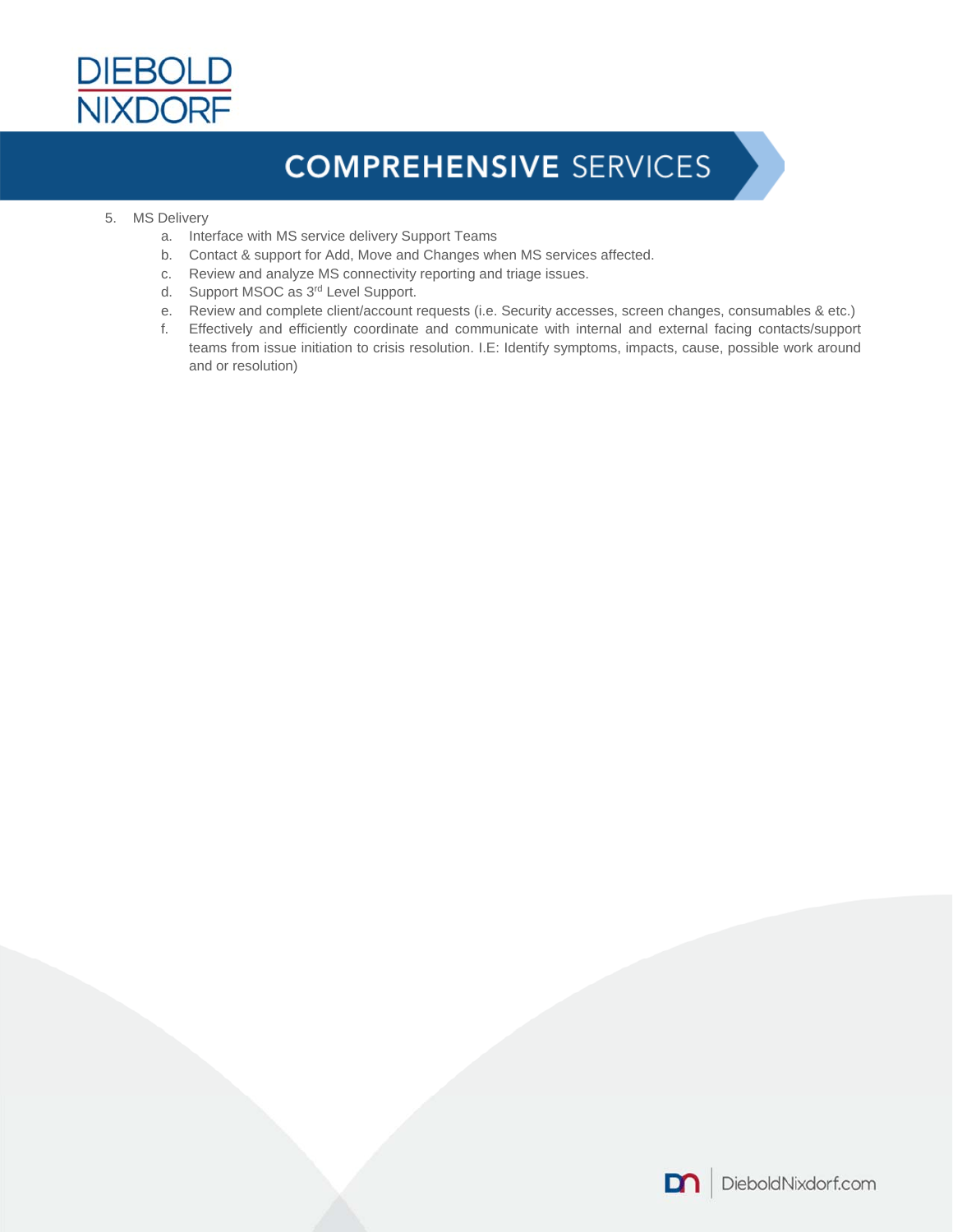5. MS Delivery
   a. Interface with MS service delivery Support Teams
   b. Contact & support for Add, Move and Changes when MS services affected.
   c. Review and analyze MS connectivity reporting and triage issues.
   d. Support MSOC as 3rd Level Support.
   e. Review and complete client/account requests (i.e. Security accesses, screen changes, consumables & etc.)
   f. Effectively and efficiently coordinate and communicate with internal and external facing contacts/support teams from issue initiation to crisis resolution. I.E: Identify symptoms, impacts, cause, possible work around and or resolution)